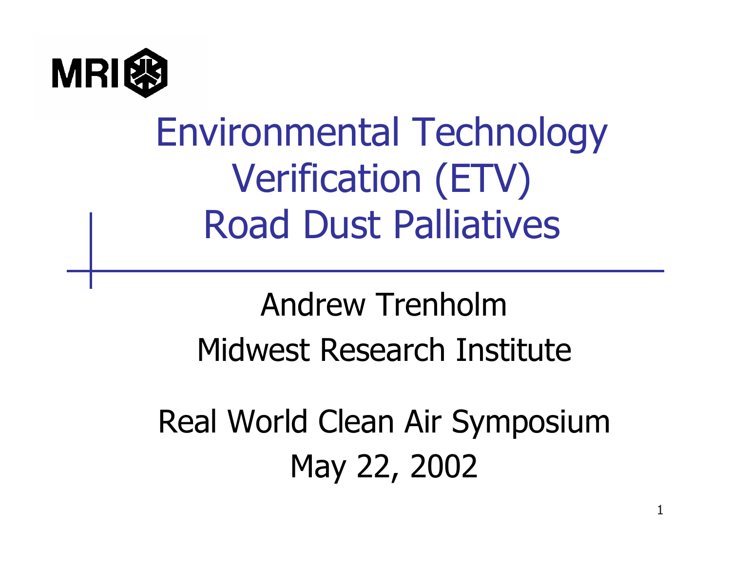MRI

# Environmental Technology Verification (ETV) Road Dust Palliatives

Andrew Trenholm

Midwest Research Institute

Real World Clean Air Symposium

May 22, 2002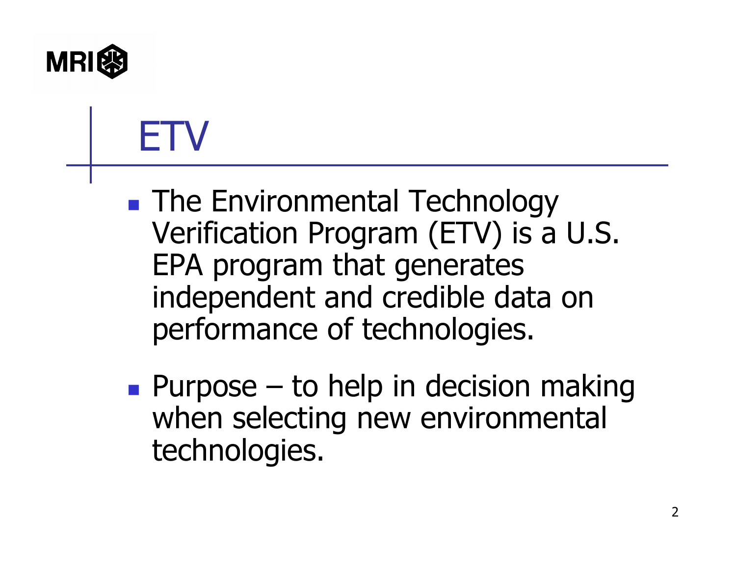# ETV

- The Environmental Technology Verification Program (ETV) is a U.S. EPA program that generates independent and credible data on performance of technologies.
- Purpose – to help in decision making when selecting new environmental technologies.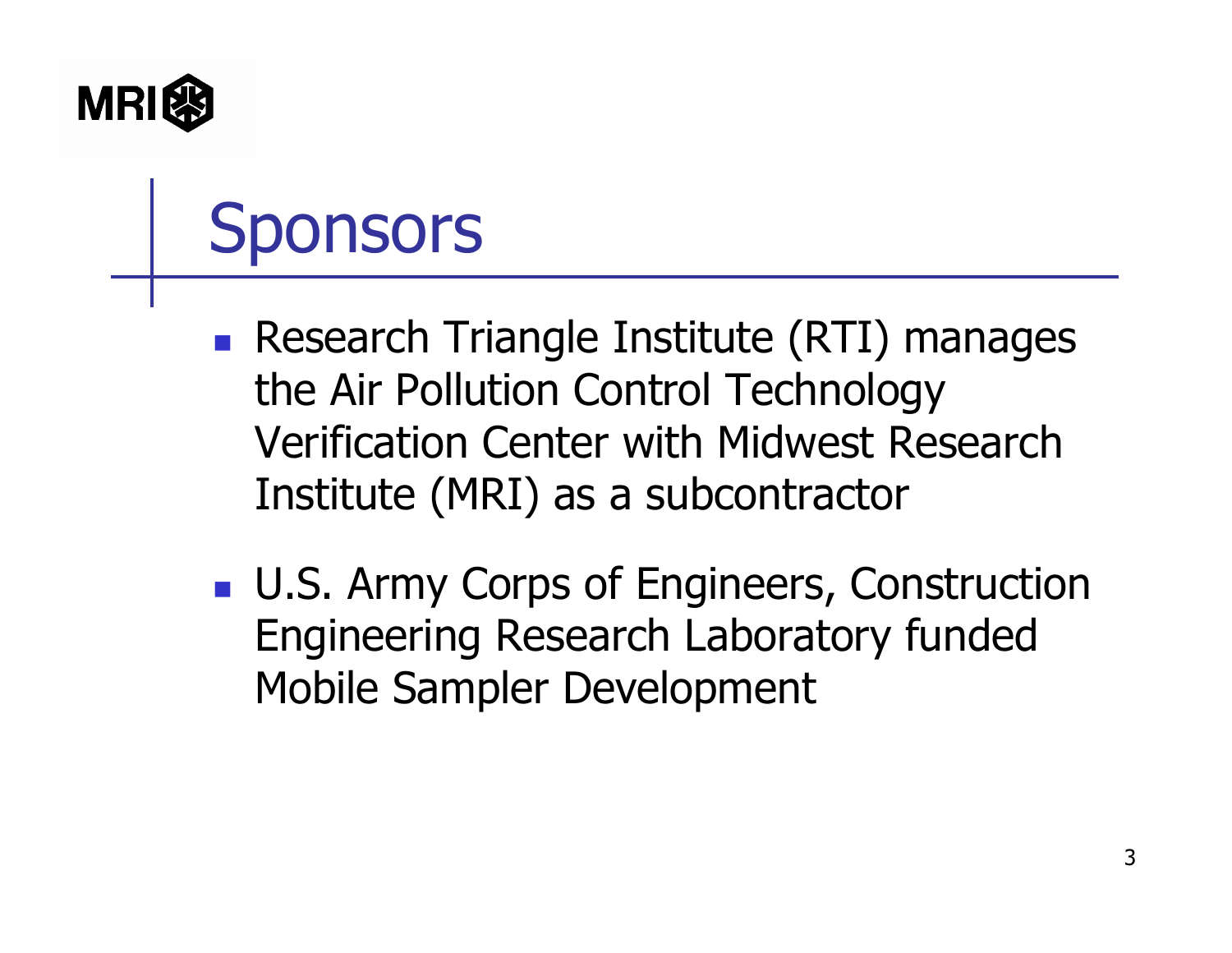# Sponsors

- Research Triangle Institute (RTI) manages the Air Pollution Control Technology Verification Center with Midwest Research Institute (MRI) as a subcontractor
- U.S. Army Corps of Engineers, Construction Engineering Research Laboratory funded Mobile Sampler Development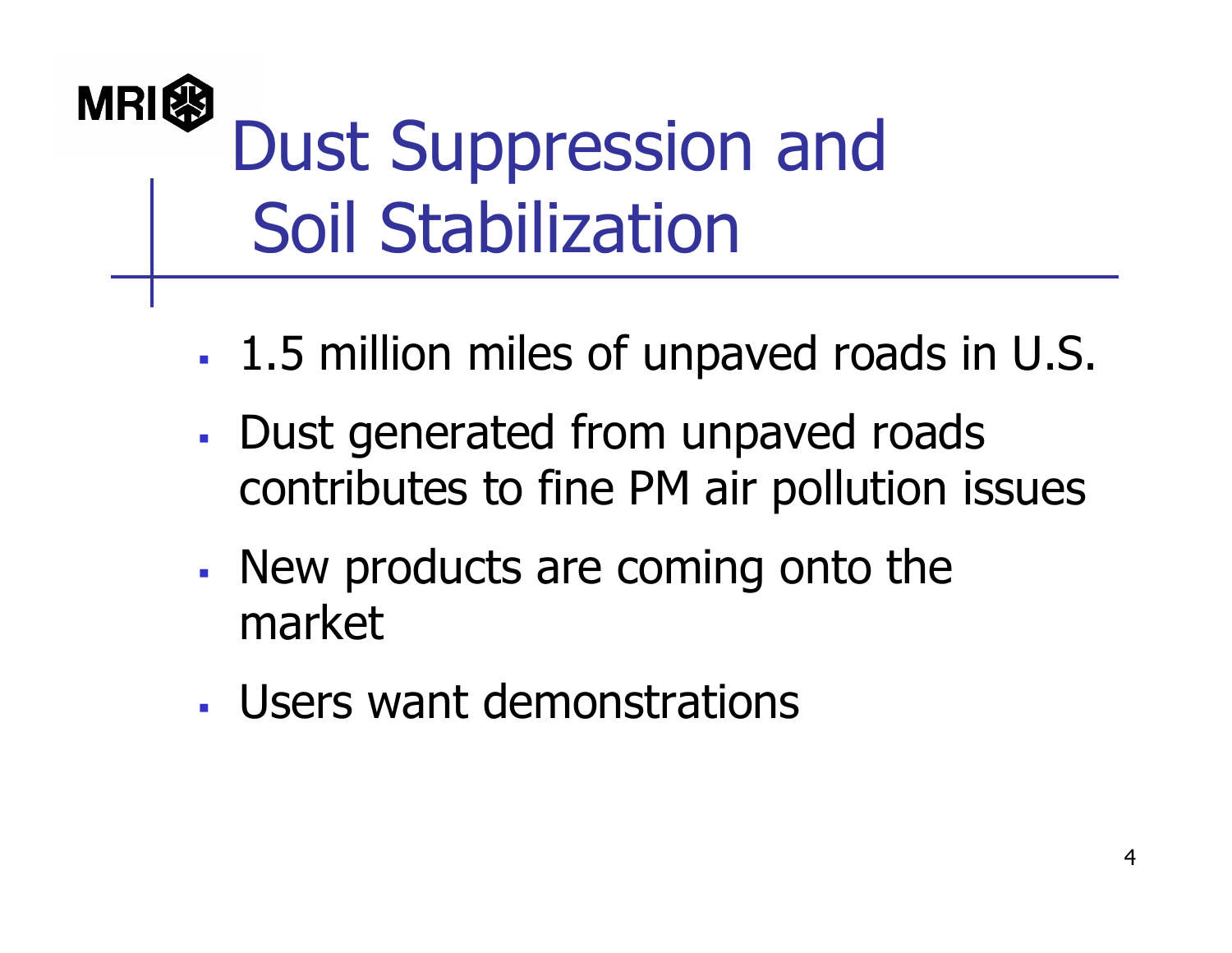# Dust Suppression and Soil Stabilization

- 1.5 million miles of unpaved roads in U.S.
- Dust generated from unpaved roads contributes to fine PM air pollution issues
- New products are coming onto the market
- Users want demonstrations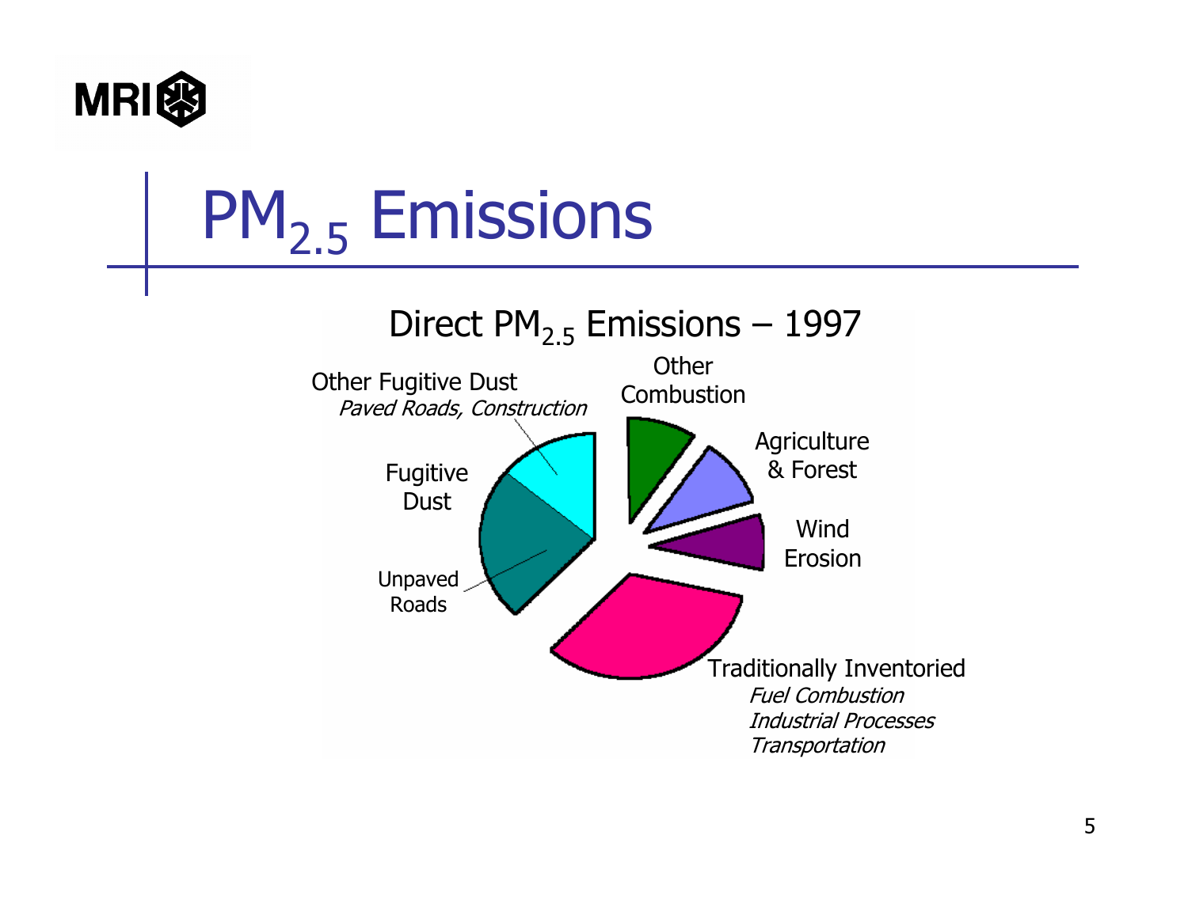# $PM_{2.5}$ Emissions

Direct $PM_{2.5}$ Emissions – 1997

Other Fugitive Dust
*Paved Roads, Construction*

Other Combustion

Agriculture & Forest

Fugitive Dust

Wind Erosion

Unpaved Roads

Traditionally Inventoried
*Fuel Combustion*
*Industrial Processes*
*Transportation*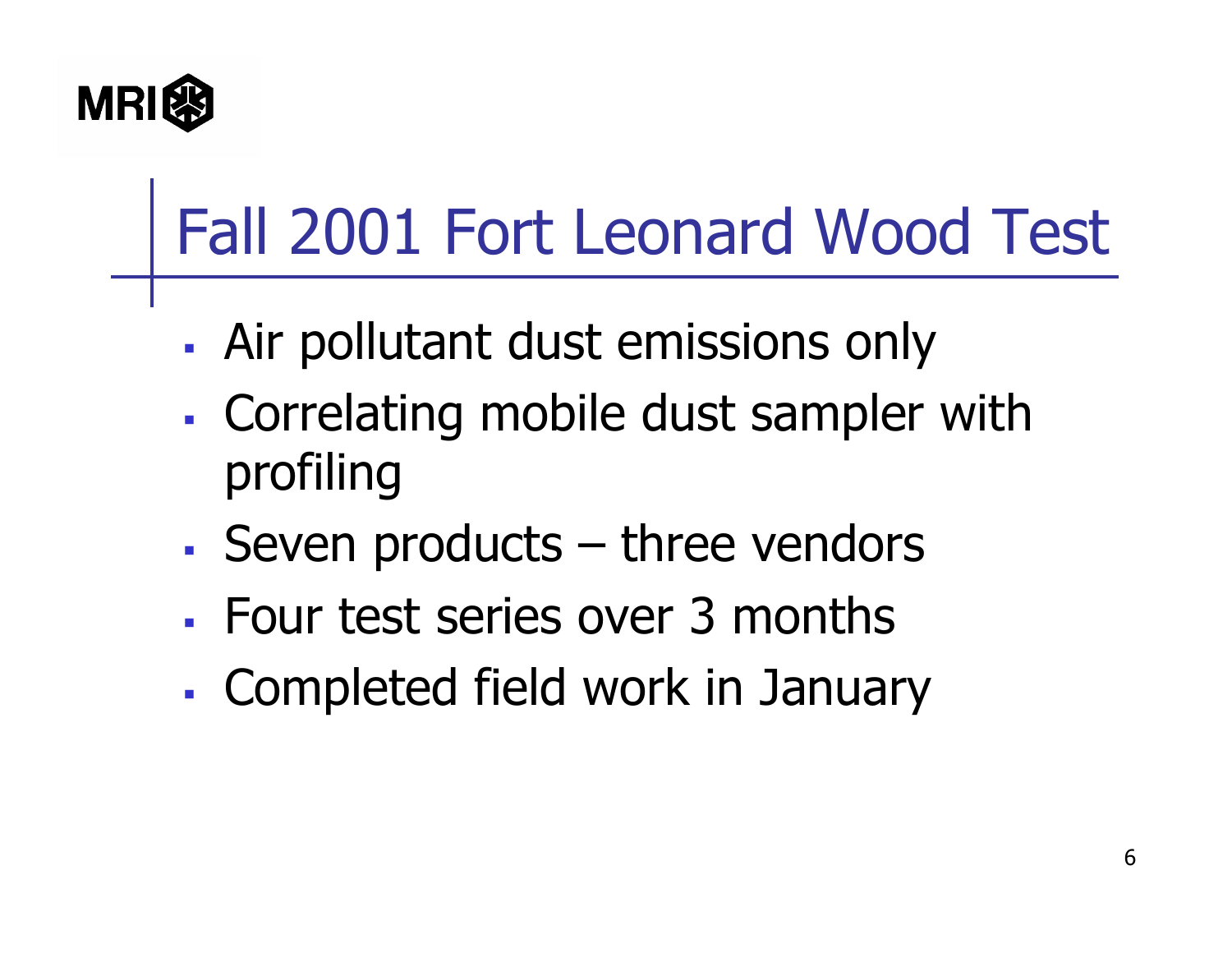# Fall 2001 Fort Leonard Wood Test

- Air pollutant dust emissions only
- Correlating mobile dust sampler with profiling
- Seven products – three vendors
- Four test series over 3 months
- Completed field work in January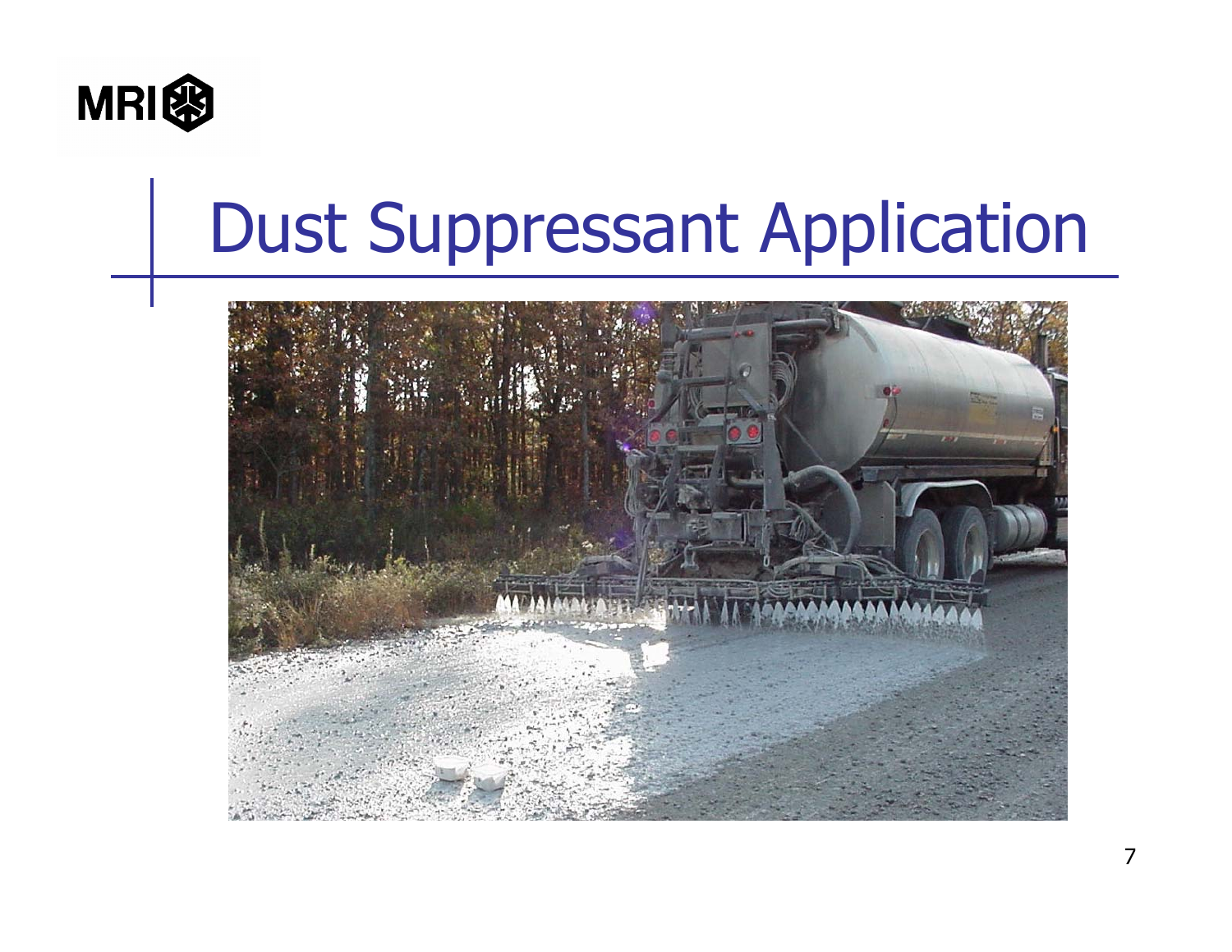# Dust Suppressant Application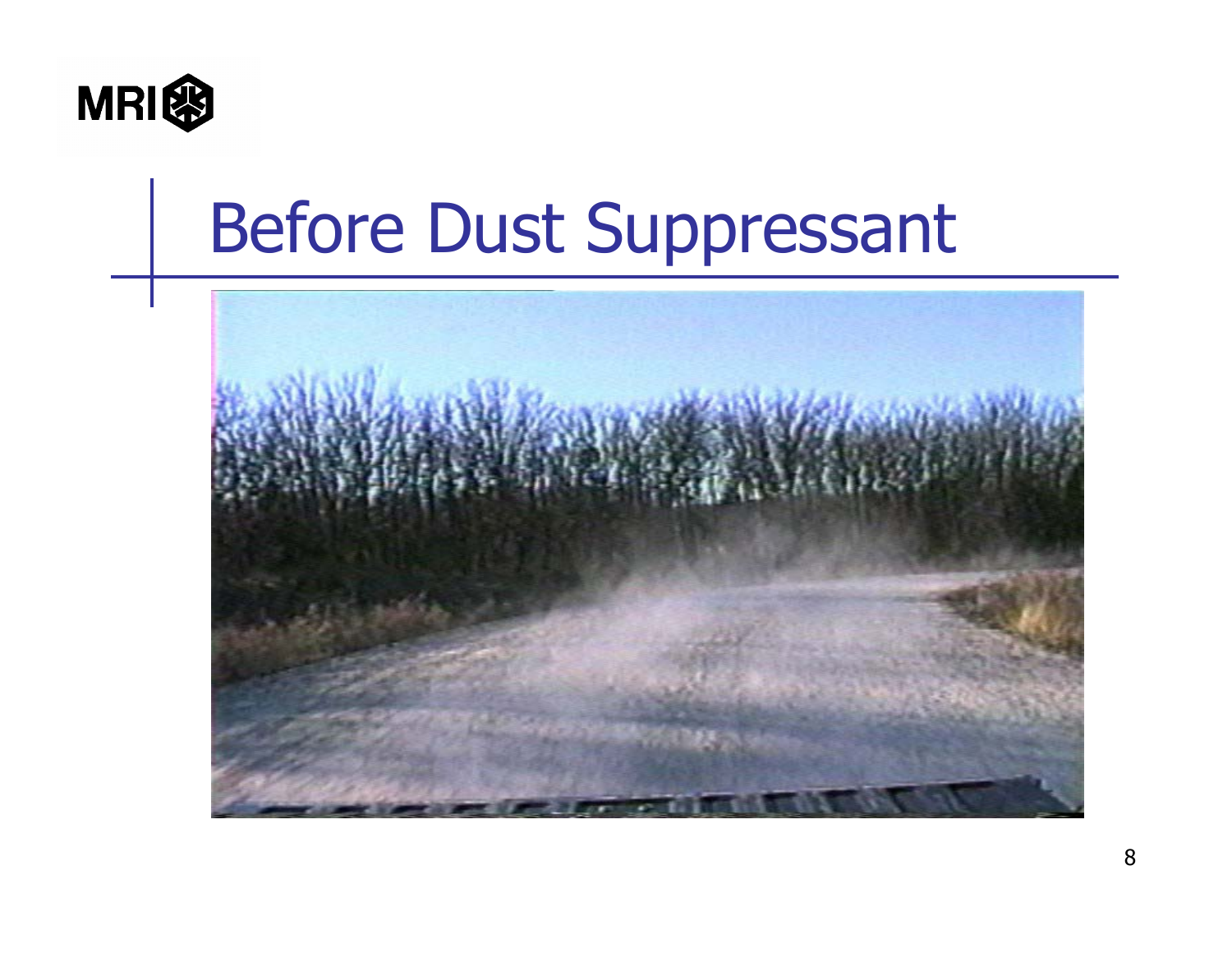# Before Dust Suppressant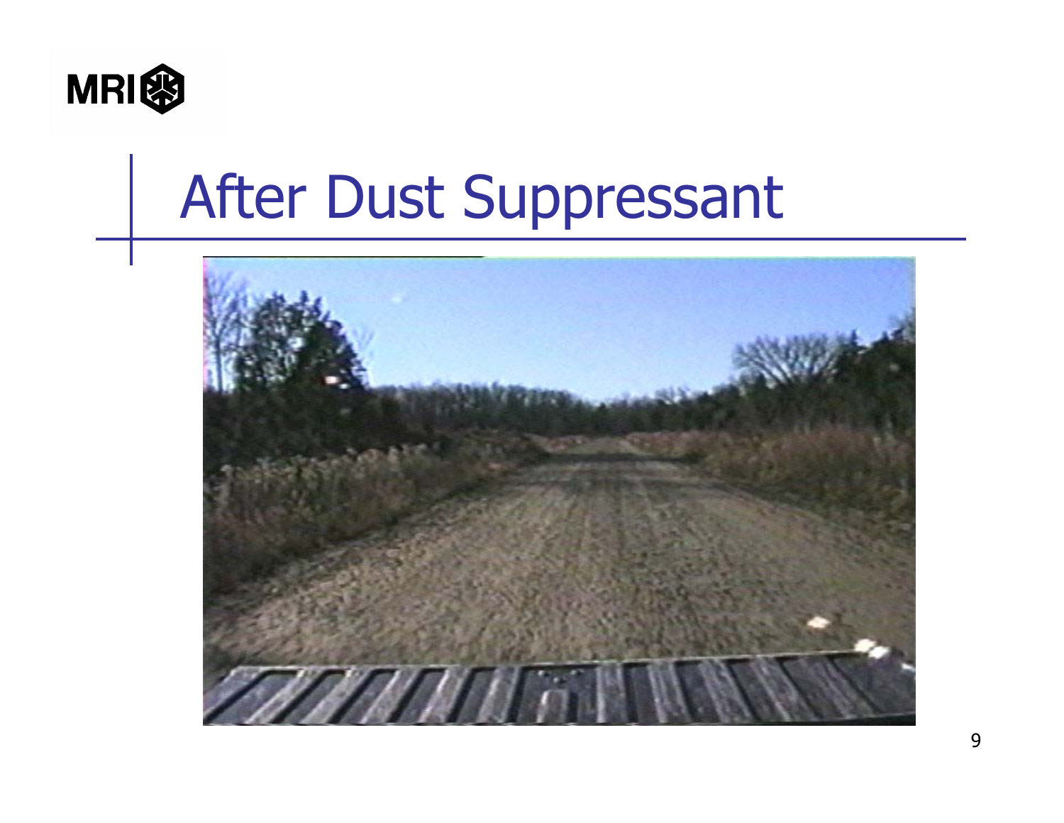# After Dust Suppressant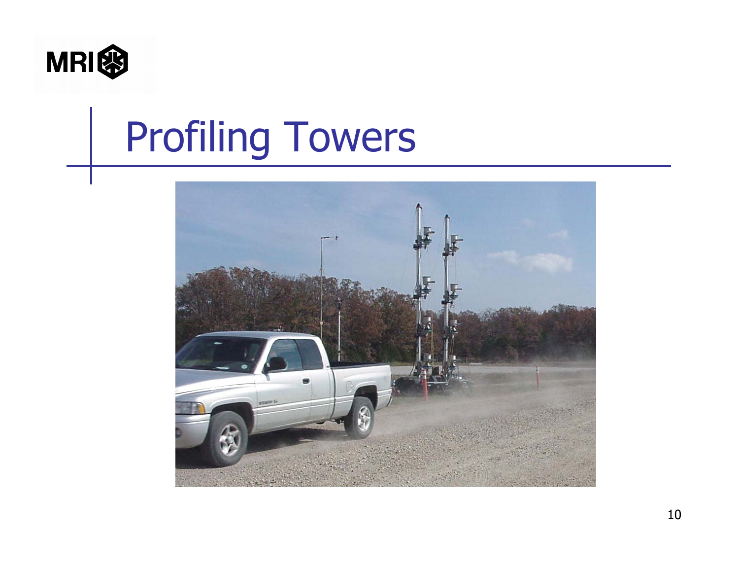# Profiling Towers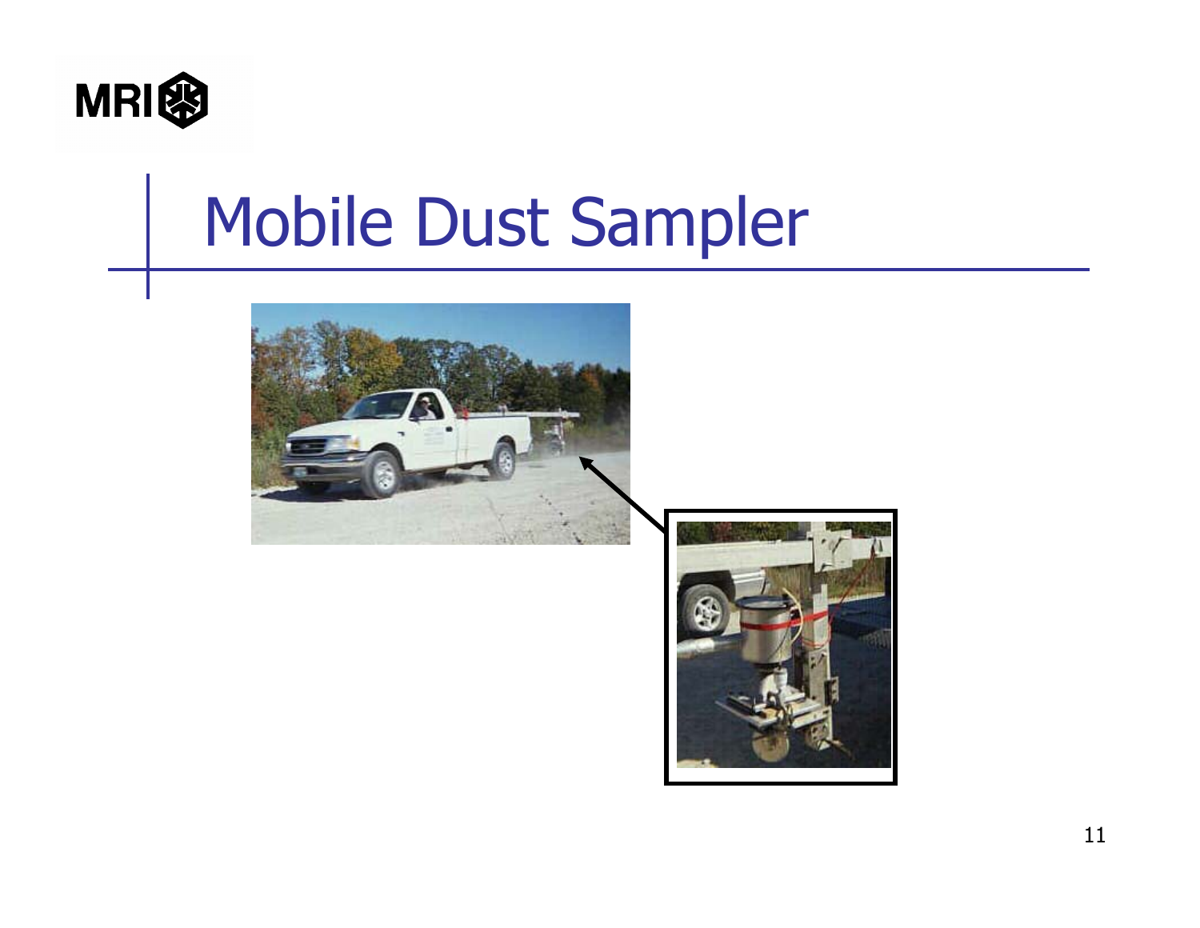# Mobile Dust Sampler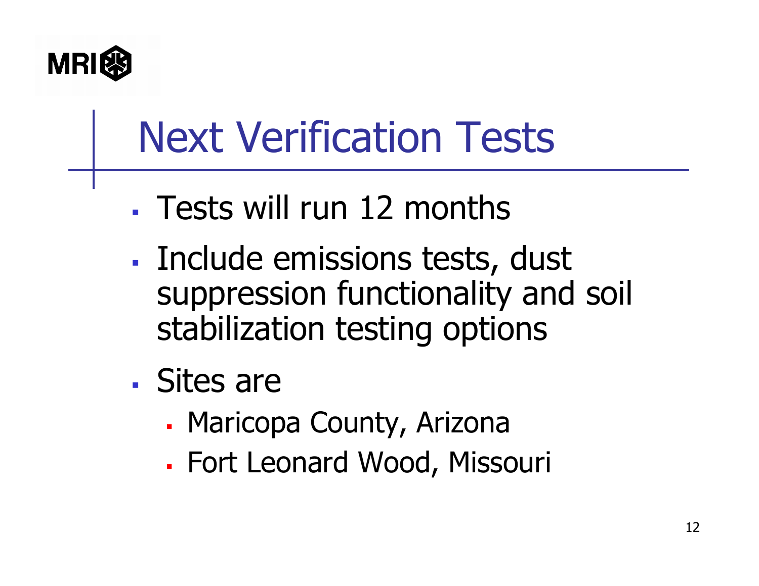# Next Verification Tests

- Tests will run 12 months
- Include emissions tests, dust suppression functionality and soil stabilization testing options
- Sites are
  - Maricopa County, Arizona
  - Fort Leonard Wood, Missouri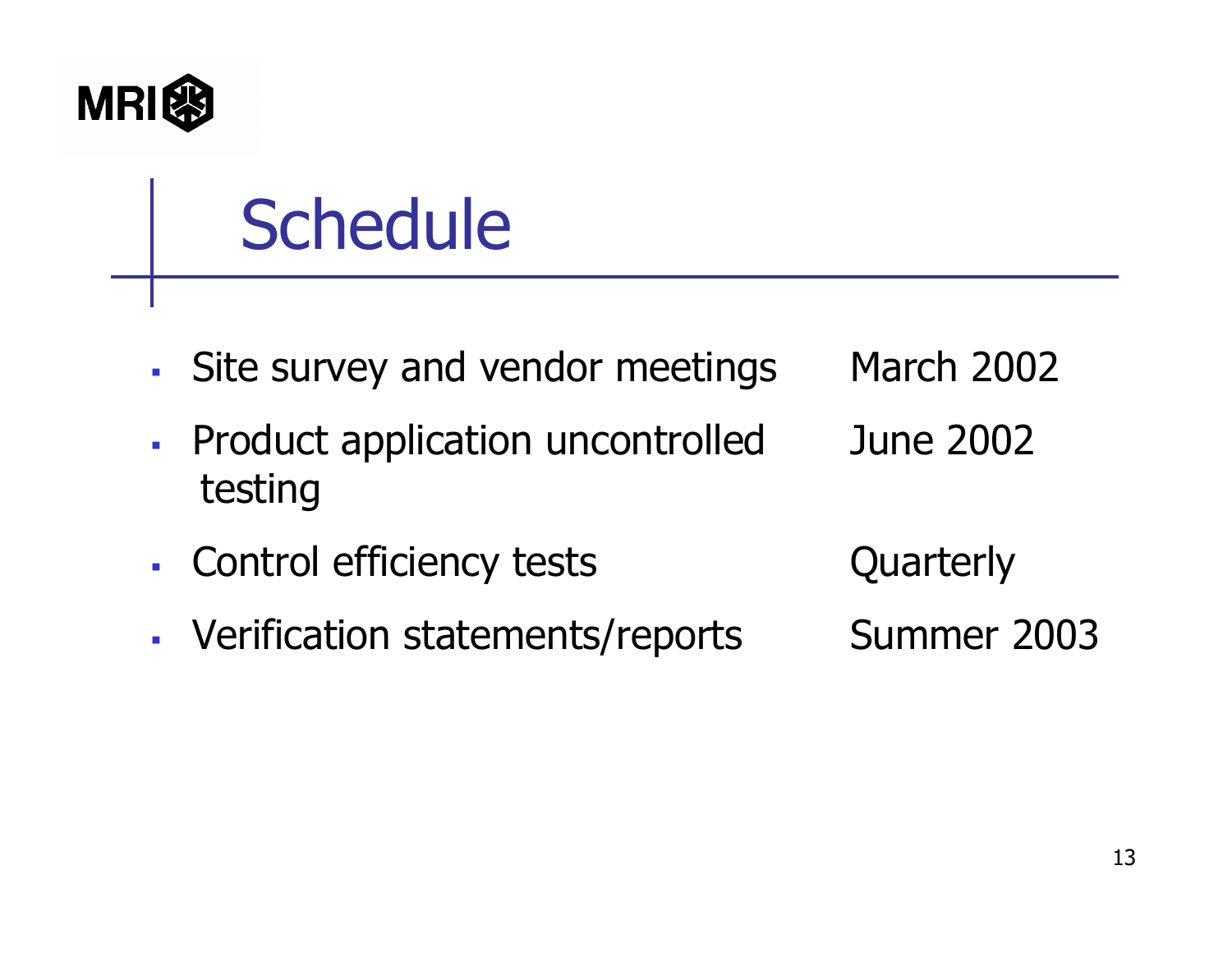# Schedule

| | |
|---|---|
| Site survey and vendor meetings | March 2002 |
| Product application uncontrolled testing | June 2002 |
| Control efficiency tests | Quarterly |
| Verification statements/reports | Summer 2003 |